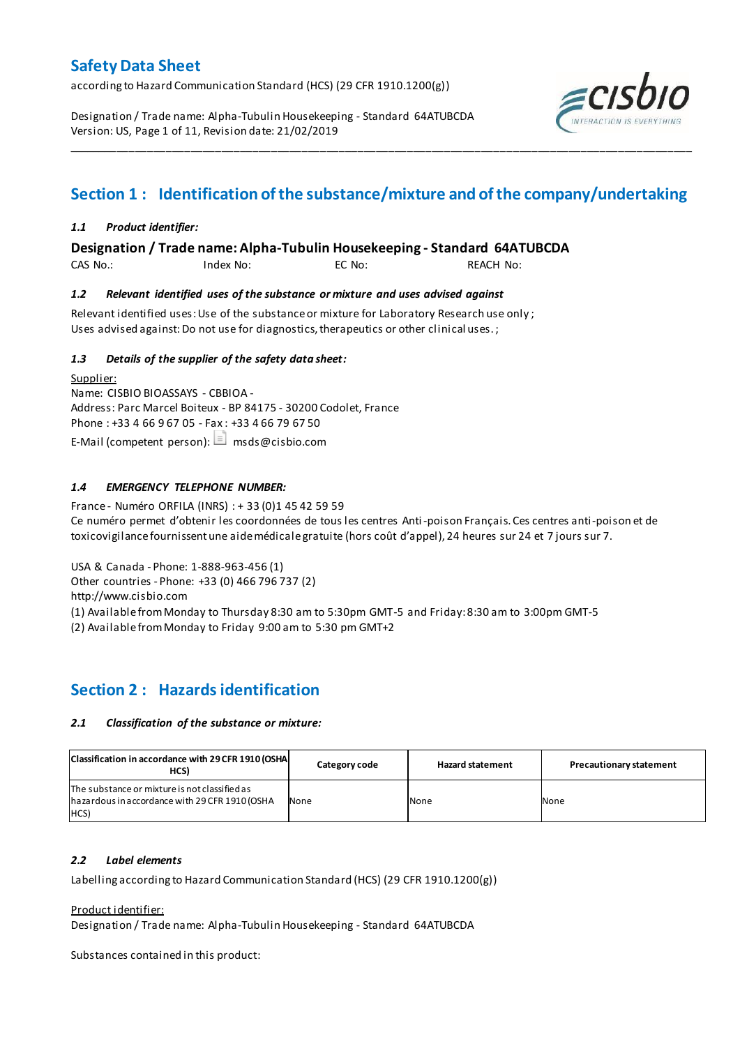# Safety Data Sheet

according to Hazard Communication Standard (HCS) (29 CFR 1910.1200(g))

Designation / Trade name: Alpha-Tubulin Housekeeping - Standard 64ATUBCDA
Version: US, Page 1 of 11, Revision date: 21/02/2019

## Section 1 : Identification of the substance/mixture and of the company/undertaking

### *1.1 Product identifier:*

**Designation / Trade name: Alpha-Tubulin Housekeeping - Standard 64ATUBCDA**

CAS No.: Index No: EC No: REACH No:

### *1.2 Relevant identified uses of the substance or mixture and uses advised against*

Relevant identified uses: Use of the substance or mixture for Laboratory Research use only ;
Uses advised against: Do not use for diagnostics, therapeutics or other clinical uses. ;

### *1.3 Details of the supplier of the safety data sheet:*

Supplier:
Name: CISBIO BIOASSAYS - CBBIOA -
Address: Parc Marcel Boiteux - BP 84175 - 30200 Codolet, France
Phone : +33 4 66 9 67 05 - Fax : +33 4 66 79 67 50
E-Mail (competent person): msds@cisbio.com

### *1.4 EMERGENCY TELEPHONE NUMBER:*

France - Numéro ORFILA (INRS) : + 33 (0)1 45 42 59 59
Ce numéro permet d'obtenir les coordonnées de tous les centres Anti-poison Français. Ces centres anti-poison et de toxicovigilance fournissent une aide médicale gratuite (hors coût d'appel), 24 heures sur 24 et 7 jours sur 7.

USA & Canada - Phone: 1-888-963-456 (1)
Other countries - Phone: +33 (0) 466 796 737 (2)
http://www.cisbio.com
(1) Available from Monday to Thursday 8:30 am to 5:30pm GMT-5 and Friday: 8:30 am to 3:00pm GMT-5
(2) Available from Monday to Friday 9:00 am to 5:30 pm GMT+2

## Section 2 : Hazards identification

### *2.1 Classification of the substance or mixture:*

| Classification in accordance with 29 CFR 1910 (OSHA HCS) | Category code | Hazard statement | Precautionary statement |
|---|---|---|---|
| The substance or mixture is not classified as hazardous in accordance with 29 CFR 1910 (OSHA HCS) | None | None | None |

### *2.2 Label elements*

Labelling according to Hazard Communication Standard (HCS) (29 CFR 1910.1200(g))

Product identifier:
Designation / Trade name: Alpha-Tubulin Housekeeping - Standard 64ATUBCDA

Substances contained in this product: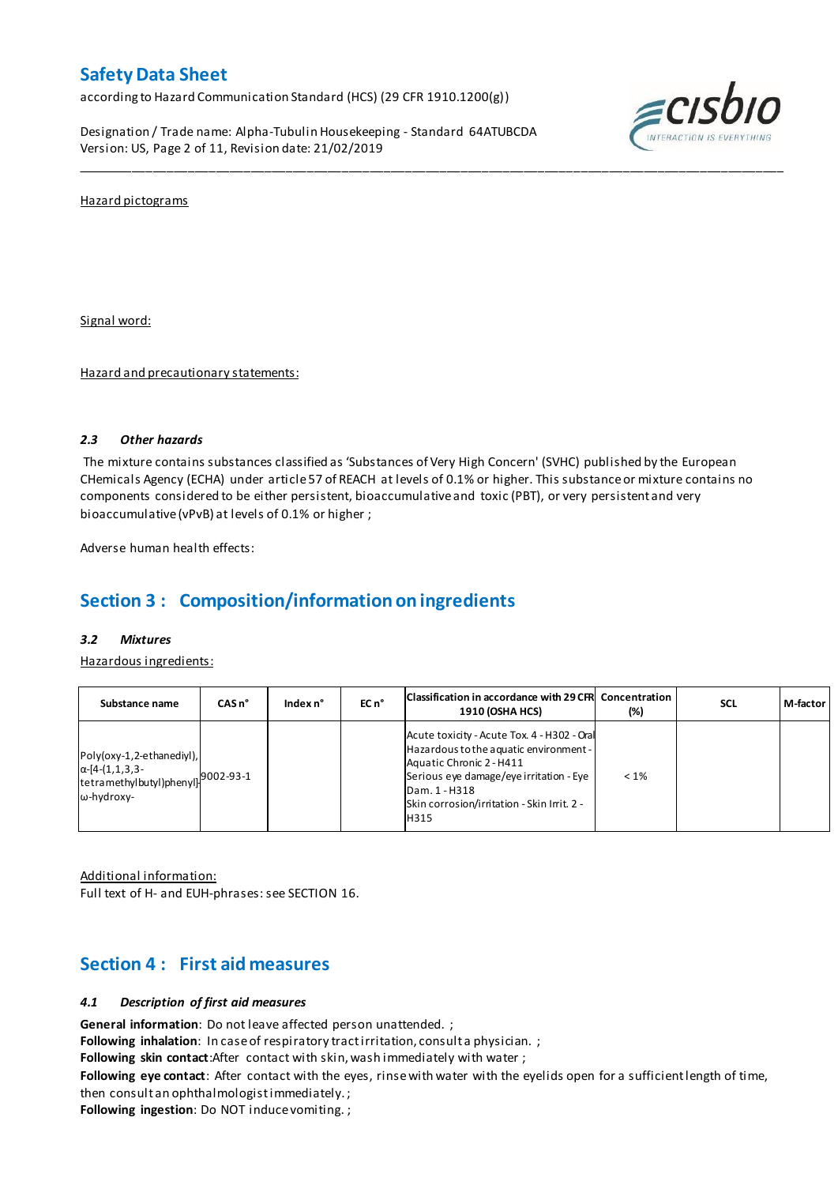Hazard pictograms

Signal word:

Hazard and precautionary statements:

### 2.3 *Other hazards*

The mixture contains substances classified as 'Substances of Very High Concern' (SVHC) published by the European CHemicals Agency (ECHA) under article 57 of REACH at levels of 0.1% or higher. This substance or mixture contains no components considered to be either persistent, bioaccumulative and toxic (PBT), or very persistent and very bioaccumulative (vPvB) at levels of 0.1% or higher ;

Adverse human health effects:

## Section 3 : Composition/information on ingredients

### 3.2 *Mixtures*

Hazardous ingredients:

| Substance name | CAS n° | Index n° | EC n° | Classification in accordance with 29 CFR 1910 (OSHA HCS) | Concentration (%) | SCL | M-factor |
|---|---|---|---|---|---|---|---|
| Poly(oxy-1,2-ethanediyl), α-[4-(1,1,3,3-tetramethylbutyl)phenyl]-ω-hydroxy- | 9002-93-1 | | | Acute toxicity - Acute Tox. 4 - H302 - Oral<br>Hazardous to the aquatic environment - Aquatic Chronic 2 - H411<br>Serious eye damage/eye irritation - Eye Dam. 1 - H318<br>Skin corrosion/irritation - Skin Irrit. 2 - H315 | < 1% | | |

Additional information:
Full text of H- and EUH-phrases: see SECTION 16.

## Section 4 : First aid measures

### 4.1 *Description of first aid measures*

**General information**: Do not leave affected person unattended. ;
**Following inhalation**: In case of respiratory tract irritation, consult a physician. ;
**Following skin contact**:After contact with skin, wash immediately with water ;
**Following eye contact**: After contact with the eyes, rinse with water with the eyelids open for a sufficient length of time, then consult an ophthalmologist immediately. ;
**Following ingestion**: Do NOT induce vomiting. ;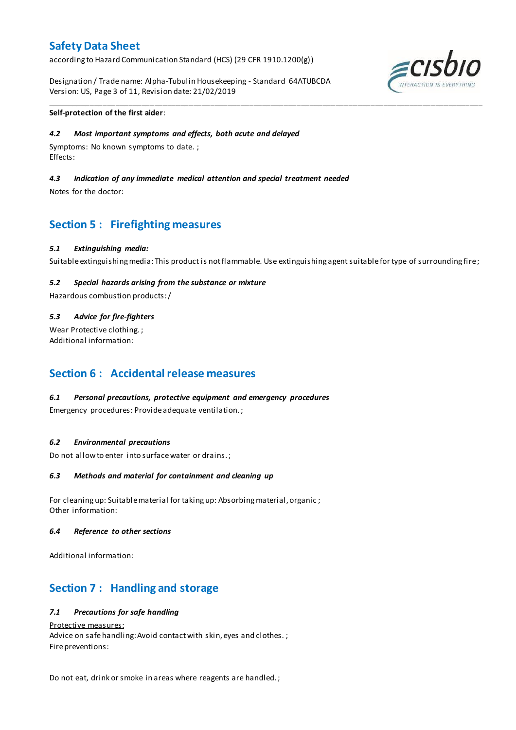**Self-protection of the first aider**:

#### *4.2 Most important symptoms and effects, both acute and delayed*

Symptoms: No known symptoms to date. ;
Effects:

#### *4.3 Indication of any immediate medical attention and special treatment needed*

Notes for the doctor:

## Section 5 : Firefighting measures

#### *5.1 Extinguishing media:*

Suitable extinguishing media: This product is not flammable. Use extinguishing agent suitable for type of surrounding fire ;

#### *5.2 Special hazards arising from the substance or mixture*

Hazardous combustion products: /

#### *5.3 Advice for fire-fighters*

Wear Protective clothing. ;
Additional information:

## Section 6 : Accidental release measures

#### *6.1 Personal precautions, protective equipment and emergency procedures*

Emergency procedures: Provide adequate ventilation. ;

#### *6.2 Environmental precautions*

Do not allow to enter into surface water or drains. ;

#### *6.3 Methods and material for containment and cleaning up*

For cleaning up: Suitable material for taking up: Absorbing material, organic ;
Other information:

#### *6.4 Reference to other sections*

Additional information:

## Section 7 : Handling and storage

#### *7.1 Precautions for safe handling*

Protective measures:
Advice on safe handling: Avoid contact with skin, eyes and clothes. ;
Fire preventions:

Do not eat, drink or smoke in areas where reagents are handled. ;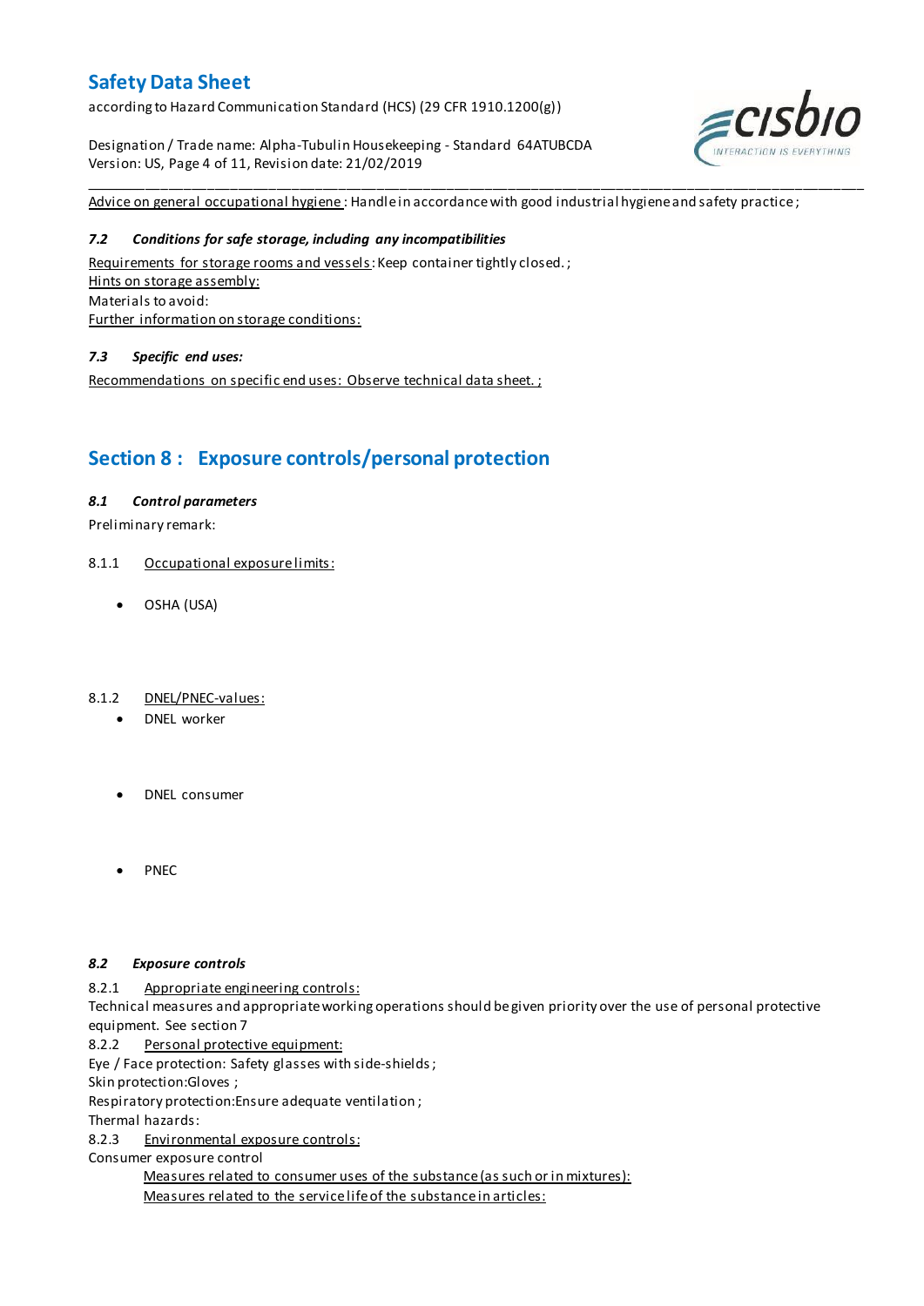Advice on general occupational hygiene: Handle in accordance with good industrial hygiene and safety practice;

### 7.2 *Conditions for safe storage, including any incompatibilities*

Requirements for storage rooms and vessels: Keep container tightly closed.;
Hints on storage assembly:
Materials to avoid:
Further information on storage conditions:

### 7.3 *Specific end uses:*

Recommendations on specific end uses: Observe technical data sheet.;

## Section 8 : Exposure controls/personal protection

### 8.1 *Control parameters*

Preliminary remark:

8.1.1 Occupational exposure limits:

- OSHA (USA)

8.1.2 DNEL/PNEC-values:

- DNEL worker

- DNEL consumer

- PNEC

### 8.2 *Exposure controls*

8.2.1 Appropriate engineering controls:
Technical measures and appropriate working operations should be given priority over the use of personal protective equipment. See section 7
8.2.2 Personal protective equipment:
Eye / Face protection: Safety glasses with side-shields;
Skin protection:Gloves ;
Respiratory protection:Ensure adequate ventilation;
Thermal hazards:
8.2.3 Environmental exposure controls:
Consumer exposure control
Measures related to consumer uses of the substance (as such or in mixtures):
Measures related to the service life of the substance in articles: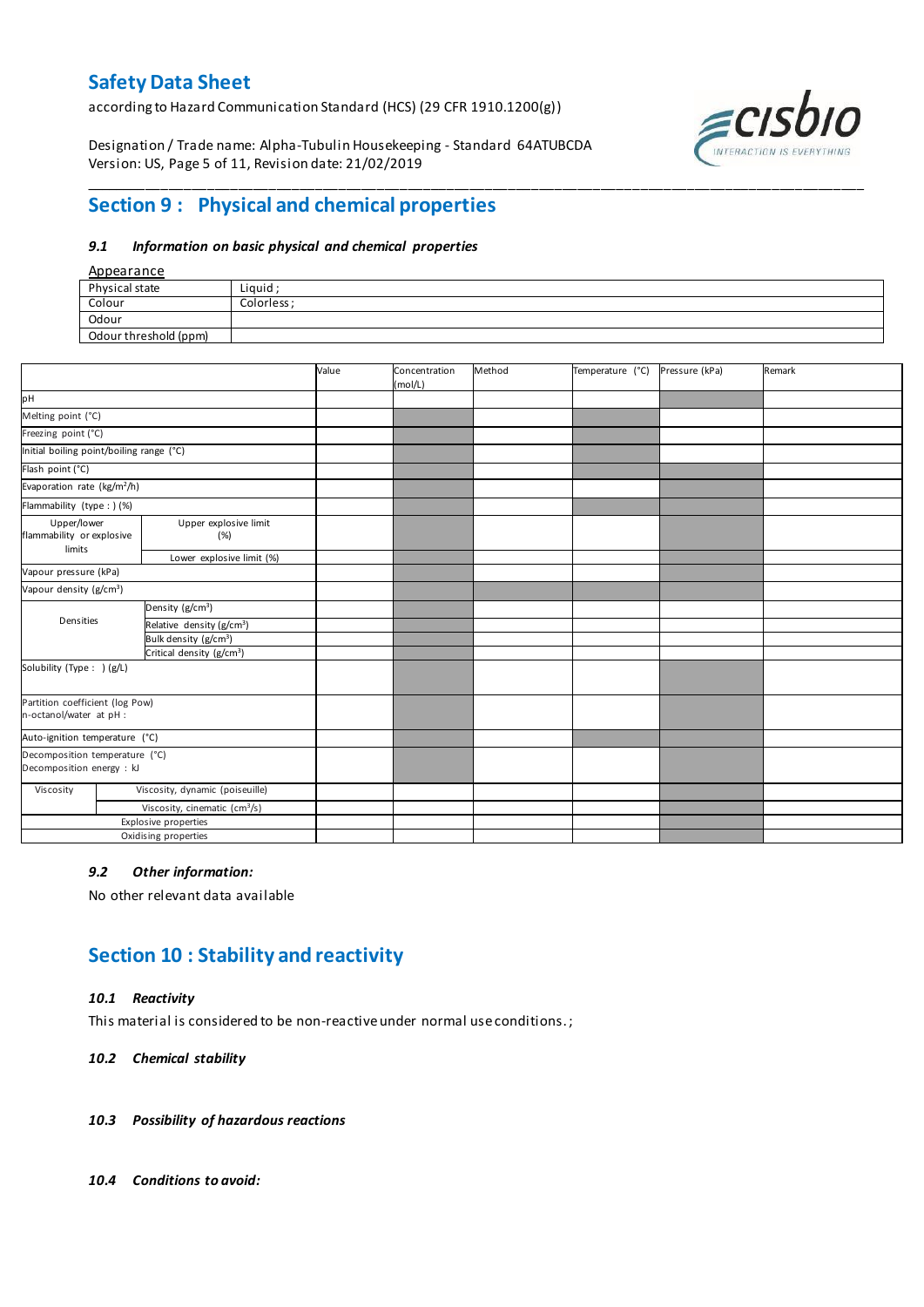# Section 9 : Physical and chemical properties

### *9.1 Information on basic physical and chemical properties*

Appearance

| | |
|---|---|
| Physical state | Liquid ; |
| Colour | Colorless ; |
| Odour | |
| Odour threshold (ppm) | |

| | | Value | Concentration (mol/L) | Method | Temperature (°C) | Pressure (kPa) | Remark |
|---|---|---|---|---|---|---|---|
| pH | | | | | | | |
| Melting point (°C) | | | | | | | |
| Freezing point (°C) | | | | | | | |
| Initial boiling point/boiling range (°C) | | | | | | | |
| Flash point (°C) | | | | | | | |
| Evaporation rate ($kg/m^2/h$) | | | | | | | |
| Flammability (type : ) (%) | | | | | | | |
| Upper/lower flammability or explosive limits | Upper explosive limit (%) | | | | | | |
| | Lower explosive limit (%) | | | | | | |
| Vapour pressure (kPa) | | | | | | | |
| Vapour density ($g/cm^3$) | | | | | | | |
| Densities | Density ($g/cm^3$) | | | | | | |
| | Relative density ($g/cm^3$) | | | | | | |
| | Bulk density ($g/cm^3$) | | | | | | |
| | Critical density ($g/cm^3$) | | | | | | |
| Solubility (Type : ) (g/L) | | | | | | | |
| Partition coefficient (log Pow) n-octanol/water at pH : | | | | | | | |
| Auto-ignition temperature (°C) | | | | | | | |
| Decomposition temperature (°C) Decomposition energy : kJ | | | | | | | |
| Viscosity | Viscosity, dynamic (poiseuille) | | | | | | |
| | Viscosity, cinematic ($cm^3/s$) | | | | | | |
| Explosive properties | | | | | | | |
| Oxidising properties | | | | | | | |

### *9.2 Other information:*

No other relevant data available

# Section 10 : Stability and reactivity

### *10.1 Reactivity*

This material is considered to be non-reactive under normal use conditions. ;

### *10.2 Chemical stability*

### *10.3 Possibility of hazardous reactions*

### *10.4 Conditions to avoid:*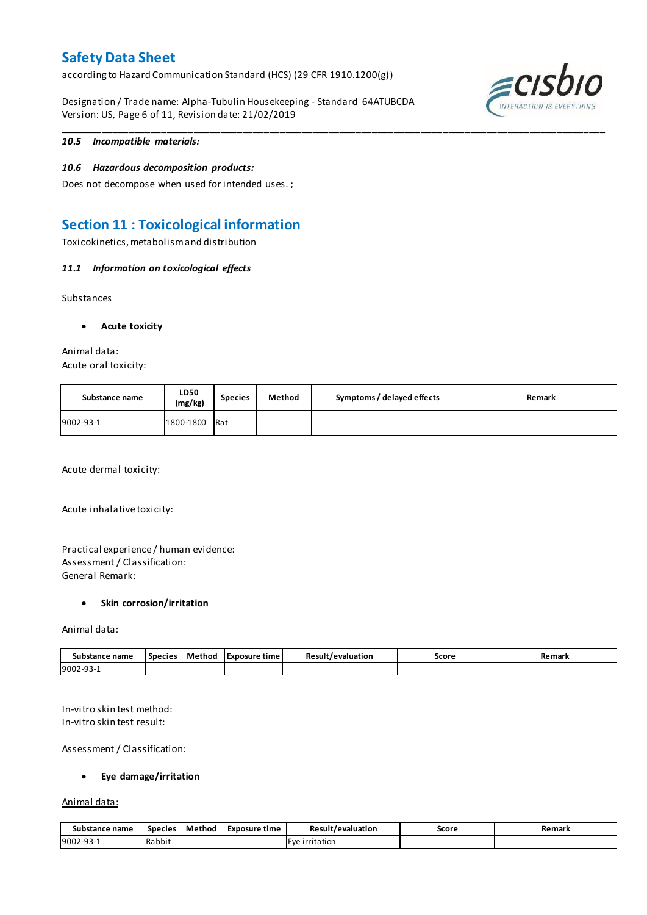### 10.5 Incompatible materials:

### 10.6 Hazardous decomposition products:

Does not decompose when used for intended uses. ;

## Section 11 : Toxicological information

Toxicokinetics, metabolism and distribution

### 11.1 Information on toxicological effects

Substances

- **Acute toxicity**

Animal data:

Acute oral toxicity:

| Substance name | LD50 (mg/kg) | Species | Method | Symptoms / delayed effects | Remark |
|---|---|---|---|---|---|
| 9002-93-1 | 1800-1800 | Rat | | | |

Acute dermal toxicity:

Acute inhalative toxicity:

Practical experience / human evidence:
Assessment / Classification:
General Remark:

- **Skin corrosion/irritation**

Animal data:

| Substance name | Species | Method | Exposure time | Result/evaluation | Score | Remark |
|---|---|---|---|---|---|---|
| 9002-93-1 | | | | | | |

In-vitro skin test method:
In-vitro skin test result:

Assessment / Classification:

- **Eye damage/irritation**

Animal data:

| Substance name | Species | Method | Exposure time | Result/evaluation | Score | Remark |
|---|---|---|---|---|---|---|
| 9002-93-1 | Rabbit | | | Eye irritation | | |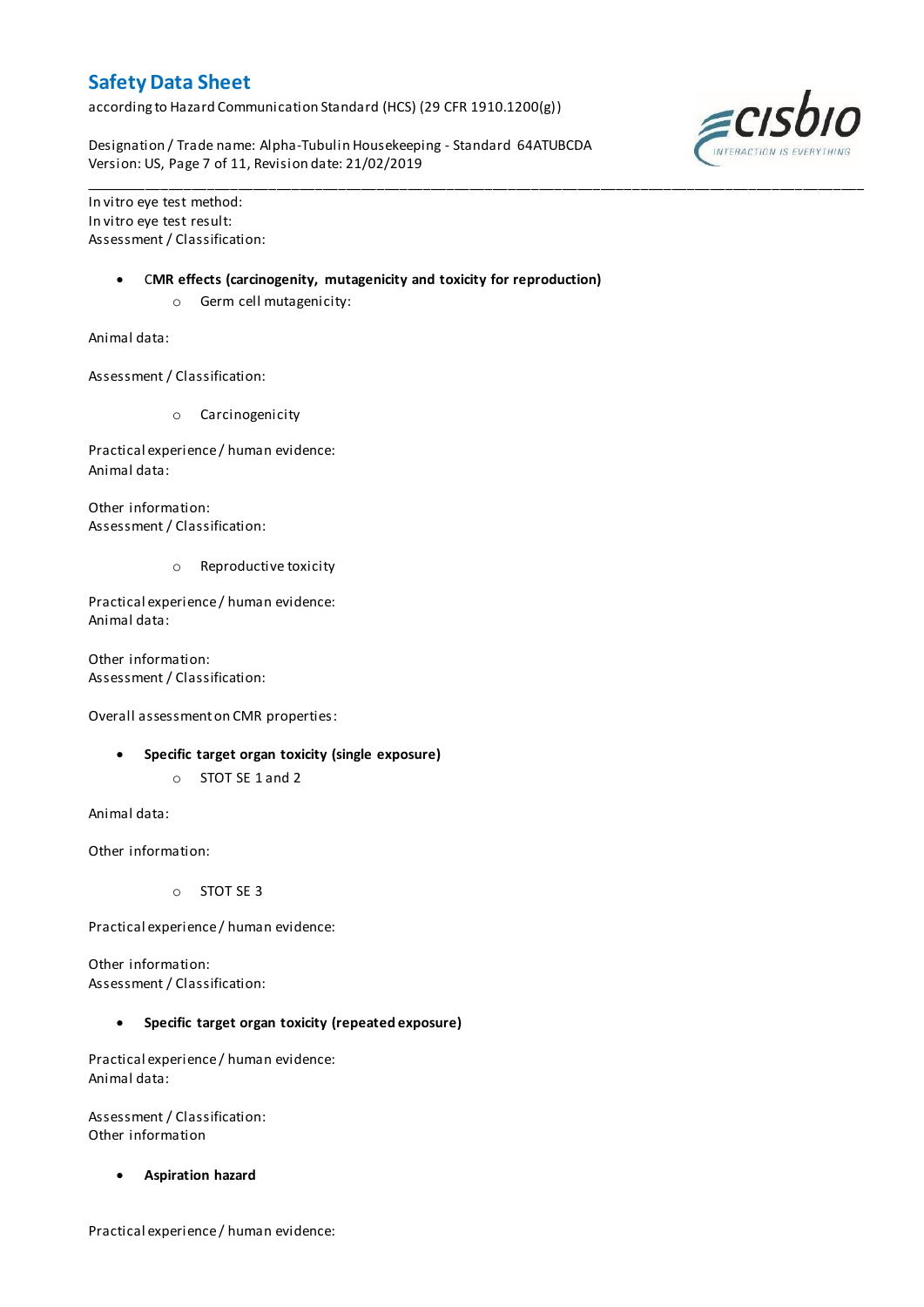In vitro eye test method:
In vitro eye test result:
Assessment / Classification:

- **CMR effects (carcinogenity, mutagenicity and toxicity for reproduction)**
  - Germ cell mutagenicity:

Animal data:

Assessment / Classification:

  - Carcinogenicity

Practical experience / human evidence:
Animal data:

Other information:
Assessment / Classification:

  - Reproductive toxicity

Practical experience / human evidence:
Animal data:

Other information:
Assessment / Classification:

Overall assessment on CMR properties:

- **Specific target organ toxicity (single exposure)**
  - STOT SE 1 and 2

Animal data:

Other information:

  - STOT SE 3

Practical experience / human evidence:

Other information:
Assessment / Classification:

- **Specific target organ toxicity (repeated exposure)**

Practical experience / human evidence:
Animal data:

Assessment / Classification:
Other information

- **Aspiration hazard**

Practical experience / human evidence: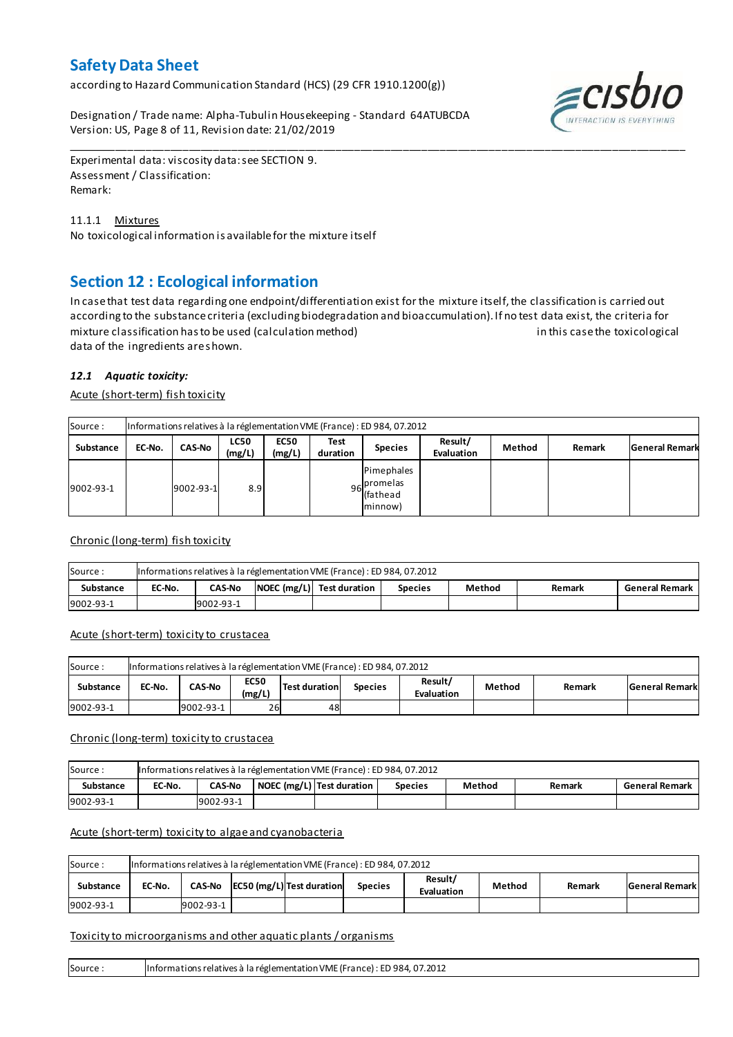Experimental data: viscosity data: see SECTION 9.
Assessment / Classification:
Remark:

11.1.1 Mixtures

No toxicological information is available for the mixture itself

## Section 12 : Ecological information

In case that test data regarding one endpoint/differentiation exist for the mixture itself, the classification is carried out according to the substance criteria (excluding biodegradation and bioaccumulation). If no test data exist, the criteria for mixture classification has to be used (calculation method) in this case the toxicological data of the ingredients are shown.

### *12.1 Aquatic toxicity:*

Acute (short-term) fish toxicity

| Source : | Informations relatives à la réglementation VME (France) : ED 984, 07.2012 | | | | | | | | | |
|---|---|---|---|---|---|---|---|---|---|---|
| **Substance** | **EC-No.** | **CAS-No** | **LC50 (mg/L)** | **EC50 (mg/L)** | **Test duration** | **Species** | **Result/ Evaluation** | **Method** | **Remark** | **General Remark** |
| 9002-93-1 | | 9002-93-1 | 8.9 | | 96 | Pimephales promelas (fathead minnow) | | | | |

Chronic (long-term) fish toxicity

| Source : | Informations relatives à la réglementation VME (France) : ED 984, 07.2012 | | | | | | | |
|---|---|---|---|---|---|---|---|---|
| **Substance** | **EC-No.** | **CAS-No** | **NOEC (mg/L)** | **Test duration** | **Species** | **Method** | **Remark** | **General Remark** |
| 9002-93-1 | | 9002-93-1 | | | | | | |

Acute (short-term) toxicity to crustacea

| Source : | Informations relatives à la réglementation VME (France) : ED 984, 07.2012 | | | | | | | | |
|---|---|---|---|---|---|---|---|---|---|
| **Substance** | **EC-No.** | **CAS-No** | **EC50 (mg/L)** | **Test duration** | **Species** | **Result/ Evaluation** | **Method** | **Remark** | **General Remark** |
| 9002-93-1 | | 9002-93-1 | 26 | 48 | | | | | |

Chronic (long-term) toxicity to crustacea

| Source : | Informations relatives à la réglementation VME (France) : ED 984, 07.2012 | | | | | | | |
|---|---|---|---|---|---|---|---|---|
| **Substance** | **EC-No.** | **CAS-No** | **NOEC (mg/L)** | **Test duration** | **Species** | **Method** | **Remark** | **General Remark** |
| 9002-93-1 | | 9002-93-1 | | | | | | |

Acute (short-term) toxicity to algae and cyanobacteria

| Source : | Informations relatives à la réglementation VME (France) : ED 984, 07.2012 | | | | | | | | |
|---|---|---|---|---|---|---|---|---|---|
| **Substance** | **EC-No.** | **CAS-No** | **EC50 (mg/L)** | **Test duration** | **Species** | **Result/ Evaluation** | **Method** | **Remark** | **General Remark** |
| 9002-93-1 | | 9002-93-1 | | | | | | | |

Toxicity to microorganisms and other aquatic plants / organisms

| Source : | Informations relatives à la réglementation VME (France) : ED 984, 07.2012 |
|---|---|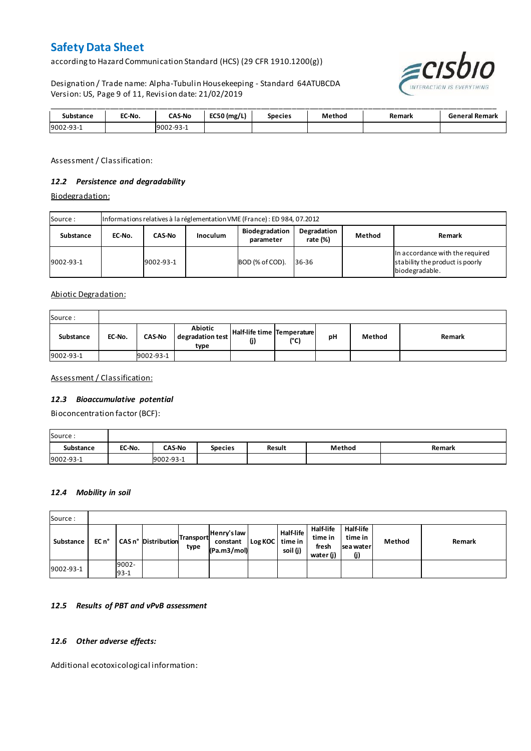| Substance | EC-No. | CAS-No | EC50 (mg/L) | Species | Method | Remark | General Remark |
|---|---|---|---|---|---|---|---|
| 9002-93-1 | | 9002-93-1 | | | | | |

Assessment / Classification:

### *12.2 Persistence and degradability*

Biodegradation:

| Source : | Informations relatives à la réglementation VME (France) : ED 984, 07.2012 | | | | | | |
|---|---|---|---|---|---|---|---|
| **Substance** | **EC-No.** | **CAS-No** | **Inoculum** | **Biodegradation parameter** | **Degradation rate (%)** | **Method** | **Remark** |
| 9002-93-1 | | 9002-93-1 | | BOD (% of COD). | 36-36 | | In accordance with the required stability the product is poorly biodegradable. |

Abiotic Degradation:

| Source : | | | | | | | | |
|---|---|---|---|---|---|---|---|---|
| **Substance** | **EC-No.** | **CAS-No** | **Abiotic degradation test type** | **Half-life time (j)** | **Temperature (°C)** | **pH** | **Method** | **Remark** |
| 9002-93-1 | | 9002-93-1 | | | | | | |

Assessment / Classification:

### *12.3 Bioaccumulative potential*

Bioconcentration factor (BCF):

| Source : | | | | | | |
|---|---|---|---|---|---|---|
| **Substance** | **EC-No.** | **CAS-No** | **Species** | **Result** | **Method** | **Remark** |
| 9002-93-1 | | 9002-93-1 | | | | |

### *12.4 Mobility in soil*

| Source : | | | | | | | | | | | |
|---|---|---|---|---|---|---|---|---|---|---|---|
| **Substance** | **EC n°** | **CAS n°** | **Distribution** | **Transport type** | **Henry's law constant (Pa.m3/mol)** | **Log KOC** | **Half-life time in soil (j)** | **Half-life time in fresh water (j)** | **Half-life time in sea water (j)** | **Method** | **Remark** |
| 9002-93-1 | | 9002-93-1 | | | | | | | | | |

### *12.5 Results of PBT and vPvB assessment*

### *12.6 Other adverse effects:*

Additional ecotoxicological information: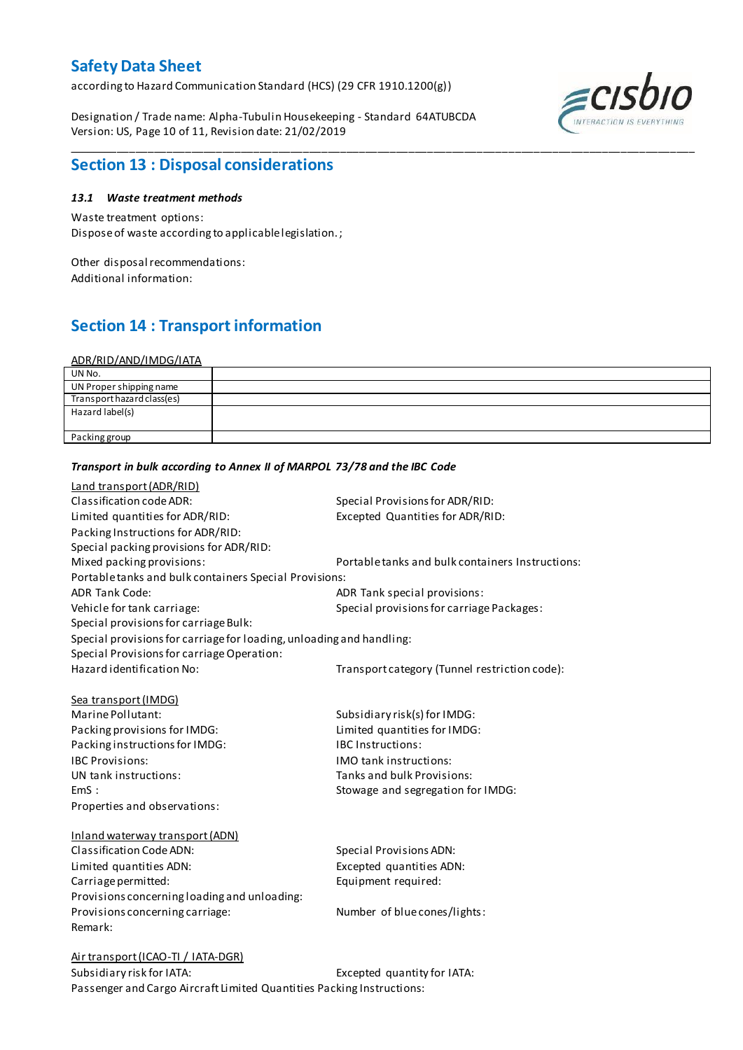## Section 13 : Disposal considerations

### *13.1 Waste treatment methods*

Waste treatment options:
Dispose of waste according to applicable legislation. ;

Other disposal recommendations:
Additional information:

## Section 14 : Transport information

ADR/RID/AND/IMDG/IATA

| UN No. | |
|---|---|
| UN Proper shipping name | |
| Transport hazard class(es) | |
| Hazard label(s) | |
| Packing group | |

***Transport in bulk according to Annex II of MARPOL 73/78 and the IBC Code***

Land transport (ADR/RID)

Classification code ADR:
Special Provisions for ADR/RID:
Limited quantities for ADR/RID:
Excepted Quantities for ADR/RID:
Packing Instructions for ADR/RID:
Special packing provisions for ADR/RID:
Mixed packing provisions:
Portable tanks and bulk containers Instructions:
Portable tanks and bulk containers Special Provisions:
ADR Tank Code:
ADR Tank special provisions:
Vehicle for tank carriage:
Special provisions for carriage Packages:
Special provisions for carriage Bulk:
Special provisions for carriage for loading, unloading and handling:
Special Provisions for carriage Operation:
Hazard identification No:
Transport category (Tunnel restriction code):

Sea transport (IMDG)

Marine Pollutant:
Subsidiary risk(s) for IMDG:
Packing provisions for IMDG:
Limited quantities for IMDG:
Packing instructions for IMDG:
IBC Instructions:
IBC Provisions:
IMO tank instructions:
UN tank instructions:
Tanks and bulk Provisions:
EmS :
Stowage and segregation for IMDG:
Properties and observations:

Inland waterway transport (ADN)

Classification Code ADN:
Special Provisions ADN:
Limited quantities ADN:
Excepted quantities ADN:
Carriage permitted:
Equipment required:
Provisions concerning loading and unloading:
Provisions concerning carriage:
Number of blue cones/lights:
Remark:

Air transport (ICAO-TI / IATA-DGR)

Subsidiary risk for IATA:
Excepted quantity for IATA:
Passenger and Cargo Aircraft Limited Quantities Packing Instructions: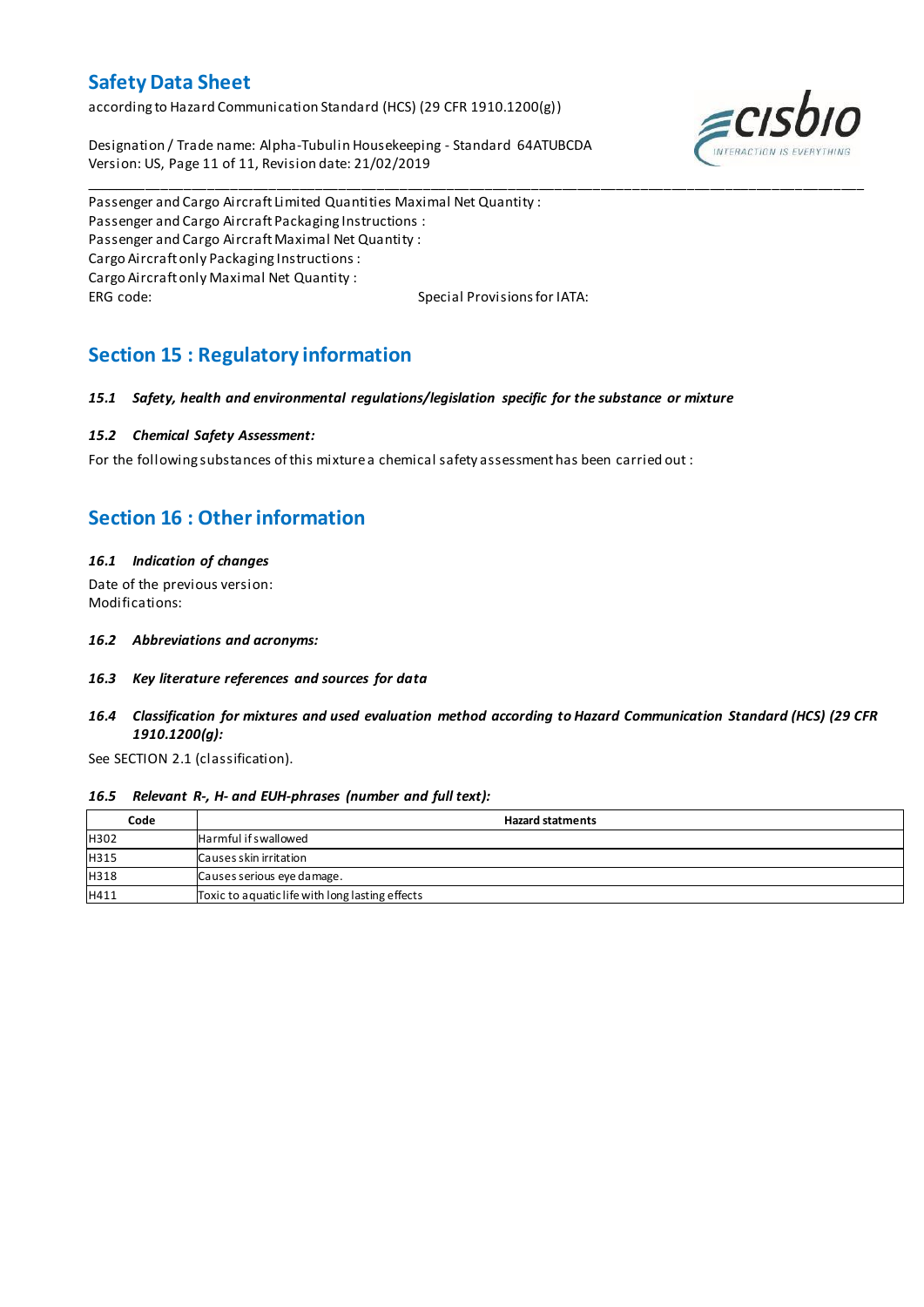Passenger and Cargo Aircraft Limited Quantities Maximal Net Quantity :
Passenger and Cargo Aircraft Packaging Instructions :
Passenger and Cargo Aircraft Maximal Net Quantity :
Cargo Aircraft only Packaging Instructions :
Cargo Aircraft only Maximal Net Quantity :
ERG code: Special Provisions for IATA:

## Section 15 : Regulatory information

### *15.1 Safety, health and environmental regulations/legislation specific for the substance or mixture*

### *15.2 Chemical Safety Assessment:*

For the following substances of this mixture a chemical safety assessment has been carried out :

## Section 16 : Other information

### *16.1 Indication of changes*

Date of the previous version:
Modifications:

### *16.2 Abbreviations and acronyms:*

### *16.3 Key literature references and sources for data*

### *16.4 Classification for mixtures and used evaluation method according to Hazard Communication Standard (HCS) (29 CFR 1910.1200(g):*

See SECTION 2.1 (classification).

### *16.5 Relevant R-, H- and EUH-phrases (number and full text):*

| Code | Hazard statments |
|---|---|
| H302 | Harmful if swallowed |
| H315 | Causes skin irritation |
| H318 | Causes serious eye damage. |
| H411 | Toxic to aquatic life with long lasting effects |